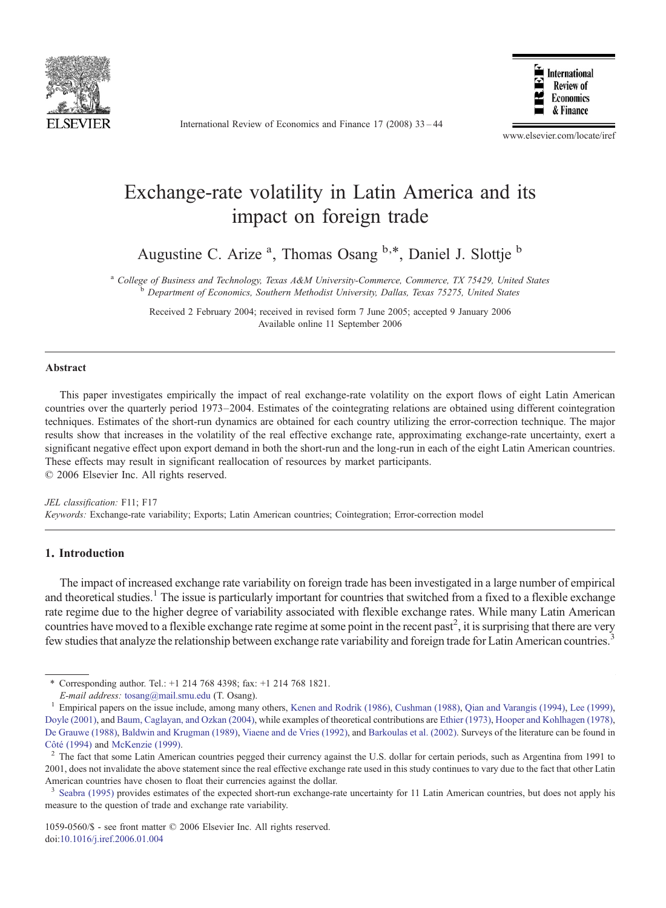# Exchange-rate volatility in Latin America and its impact on foreign trade

Augustine C. Arize [a], Thomas Osang [b,*], Daniel J. Slottje [b]

[a] *College of Business and Technology, Texas A&M University-Commerce, Commerce, TX 75429, United States*
[b] *Department of Economics, Southern Methodist University, Dallas, Texas 75275, United States*

Received 2 February 2004; received in revised form 7 June 2005; accepted 9 January 2006
Available online 11 September 2006

---

### Abstract

This paper investigates empirically the impact of real exchange-rate volatility on the export flows of eight Latin American countries over the quarterly period 1973–2004. Estimates of the cointegrating relations are obtained using different cointegration techniques. Estimates of the short-run dynamics are obtained for each country utilizing the error-correction technique. The major results show that increases in the volatility of the real effective exchange rate, approximating exchange-rate uncertainty, exert a significant negative effect upon export demand in both the short-run and the long-run in each of the eight Latin American countries. These effects may result in significant reallocation of resources by market participants.
© 2006 Elsevier Inc. All rights reserved.

*JEL classification:* F11; F17
*Keywords:* Exchange-rate variability; Exports; Latin American countries; Cointegration; Error-correction model

---

## 1. Introduction

The impact of increased exchange rate variability on foreign trade has been investigated in a large number of empirical and theoretical studies.[1] The issue is particularly important for countries that switched from a fixed to a flexible exchange rate regime due to the higher degree of variability associated with flexible exchange rates. While many Latin American countries have moved to a flexible exchange rate regime at some point in the recent past[2], it is surprising that there are very few studies that analyze the relationship between exchange rate variability and foreign trade for Latin American countries.[3]

---

\* Corresponding author. Tel.: +1 214 768 4398; fax: +1 214 768 1821.
*E-mail address:* tosang@mail.smu.edu (T. Osang).

[1] Empirical papers on the issue include, among many others, Kenen and Rodrik (1986), Cushman (1988), Qian and Varangis (1994), Lee (1999), Doyle (2001), and Baum, Caglayan, and Ozkan (2004), while examples of theoretical contributions are Ethier (1973), Hooper and Kohlhagen (1978), De Grauwe (1988), Baldwin and Krugman (1989), Viaene and de Vries (1992), and Barkoulas et al. (2002). Surveys of the literature can be found in Côté (1994) and McKenzie (1999).

[2] The fact that some Latin American countries pegged their currency against the U.S. dollar for certain periods, such as Argentina from 1991 to 2001, does not invalidate the above statement since the real effective exchange rate used in this study continues to vary due to the fact that other Latin American countries have chosen to float their currencies against the dollar.

[3] Seabra (1995) provides estimates of the expected short-run exchange-rate uncertainty for 11 Latin American countries, but does not apply his measure to the question of trade and exchange rate variability.

1059-0560/$ - see front matter © 2006 Elsevier Inc. All rights reserved.
doi:10.1016/j.iref.2006.01.004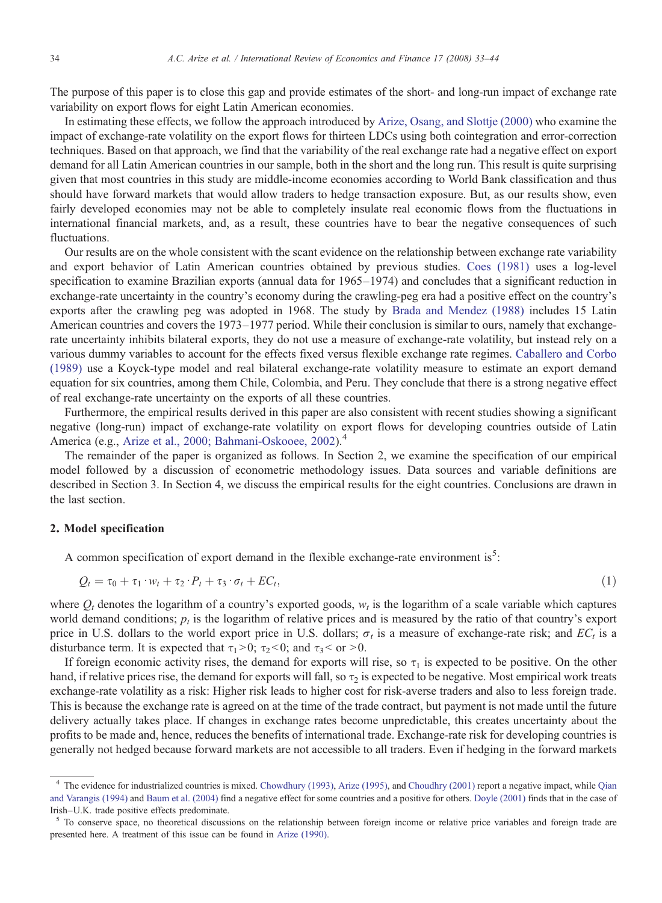The purpose of this paper is to close this gap and provide estimates of the short- and long-run impact of exchange rate variability on export flows for eight Latin American economies.

In estimating these effects, we follow the approach introduced by Arize, Osang, and Slottje (2000) who examine the impact of exchange-rate volatility on the export flows for thirteen LDCs using both cointegration and error-correction techniques. Based on that approach, we find that the variability of the real exchange rate had a negative effect on export demand for all Latin American countries in our sample, both in the short and the long run. This result is quite surprising given that most countries in this study are middle-income economies according to World Bank classification and thus should have forward markets that would allow traders to hedge transaction exposure. But, as our results show, even fairly developed economies may not be able to completely insulate real economic flows from the fluctuations in international financial markets, and, as a result, these countries have to bear the negative consequences of such fluctuations.

Our results are on the whole consistent with the scant evidence on the relationship between exchange rate variability and export behavior of Latin American countries obtained by previous studies. Coes (1981) uses a log-level specification to examine Brazilian exports (annual data for 1965–1974) and concludes that a significant reduction in exchange-rate uncertainty in the country's economy during the crawling-peg era had a positive effect on the country's exports after the crawling peg was adopted in 1968. The study by Brada and Mendez (1988) includes 15 Latin American countries and covers the 1973–1977 period. While their conclusion is similar to ours, namely that exchange-rate uncertainty inhibits bilateral exports, they do not use a measure of exchange-rate volatility, but instead rely on a various dummy variables to account for the effects fixed versus flexible exchange rate regimes. Caballero and Corbo (1989) use a Koyck-type model and real bilateral exchange-rate volatility measure to estimate an export demand equation for six countries, among them Chile, Colombia, and Peru. They conclude that there is a strong negative effect of real exchange-rate uncertainty on the exports of all these countries.

Furthermore, the empirical results derived in this paper are also consistent with recent studies showing a significant negative (long-run) impact of exchange-rate volatility on export flows for developing countries outside of Latin America (e.g., Arize et al., 2000; Bahmani-Oskooee, 2002).[4]

The remainder of the paper is organized as follows. In Section 2, we examine the specification of our empirical model followed by a discussion of econometric methodology issues. Data sources and variable definitions are described in Section 3. In Section 4, we discuss the empirical results for the eight countries. Conclusions are drawn in the last section.

## 2. Model specification

A common specification of export demand in the flexible exchange-rate environment is[5]:

$$Q_t = \tau_0 + \tau_1 \cdot w_t + \tau_2 \cdot P_t + \tau_3 \cdot \sigma_t + EC_t, \tag{1}$$

where $Q_t$ denotes the logarithm of a country's exported goods, $w_t$ is the logarithm of a scale variable which captures world demand conditions; $p_t$ is the logarithm of relative prices and is measured by the ratio of that country's export price in U.S. dollars to the world export price in U.S. dollars; $\sigma_t$ is a measure of exchange-rate risk; and $EC_t$ is a disturbance term. It is expected that $\tau_1 > 0$; $\tau_2 < 0$; and $\tau_3 <$ or $>0$.

If foreign economic activity rises, the demand for exports will rise, so $\tau_1$ is expected to be positive. On the other hand, if relative prices rise, the demand for exports will fall, so $\tau_2$ is expected to be negative. Most empirical work treats exchange-rate volatility as a risk: Higher risk leads to higher cost for risk-averse traders and also to less foreign trade. This is because the exchange rate is agreed on at the time of the trade contract, but payment is not made until the future delivery actually takes place. If changes in exchange rates become unpredictable, this creates uncertainty about the profits to be made and, hence, reduces the benefits of international trade. Exchange-rate risk for developing countries is generally not hedged because forward markets are not accessible to all traders. Even if hedging in the forward markets

[4] The evidence for industrialized countries is mixed. Chowdhury (1993), Arize (1995), and Choudhry (2001) report a negative impact, while Qian and Varangis (1994) and Baum et al. (2004) find a negative effect for some countries and a positive for others. Doyle (2001) finds that in the case of Irish–U.K. trade positive effects predominate.

[5] To conserve space, no theoretical discussions on the relationship between foreign income or relative price variables and foreign trade are presented here. A treatment of this issue can be found in Arize (1990).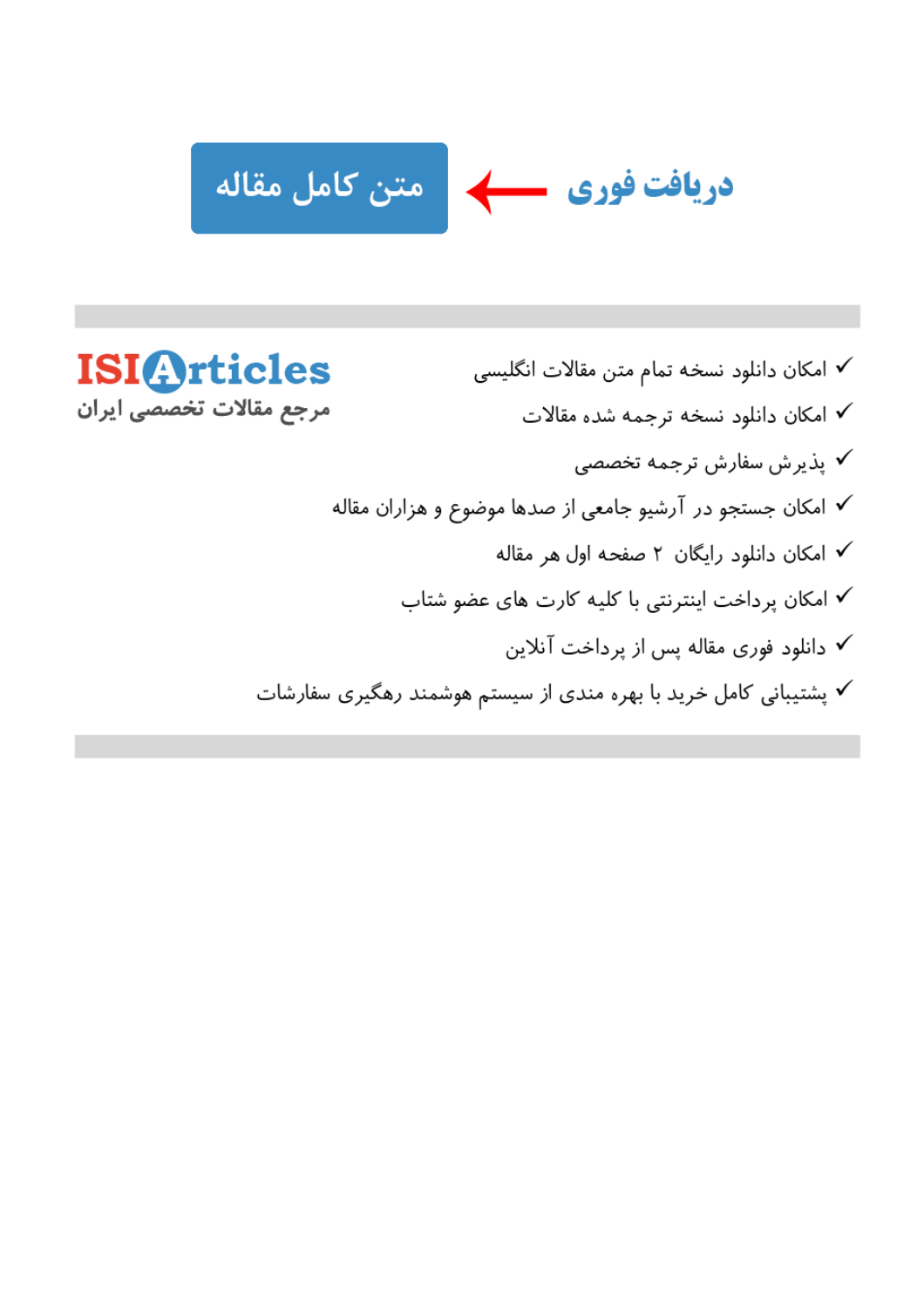دریافت فوری ← **متن کامل مقاله**

**ISIArticles**
مرجع مقالات تخصصی ایران

- ✓ امکان دانلود نسخه تمام متن مقالات انگلیسی
- ✓ امکان دانلود نسخه ترجمه شده مقالات
- ✓ پذیرش سفارش ترجمه تخصصی
- ✓ امکان جستجو در آرشیو جامعی از صدها موضوع و هزاران مقاله
- ✓ امکان دانلود رایگان ۲ صفحه اول هر مقاله
- ✓ امکان پرداخت اینترنتی با کلیه کارت های عضو شتاب
- ✓ دانلود فوری مقاله پس از پرداخت آنلاین
- ✓ پشتیبانی کامل خرید با بهره مندی از سیستم هوشمند رهگیری سفارشات